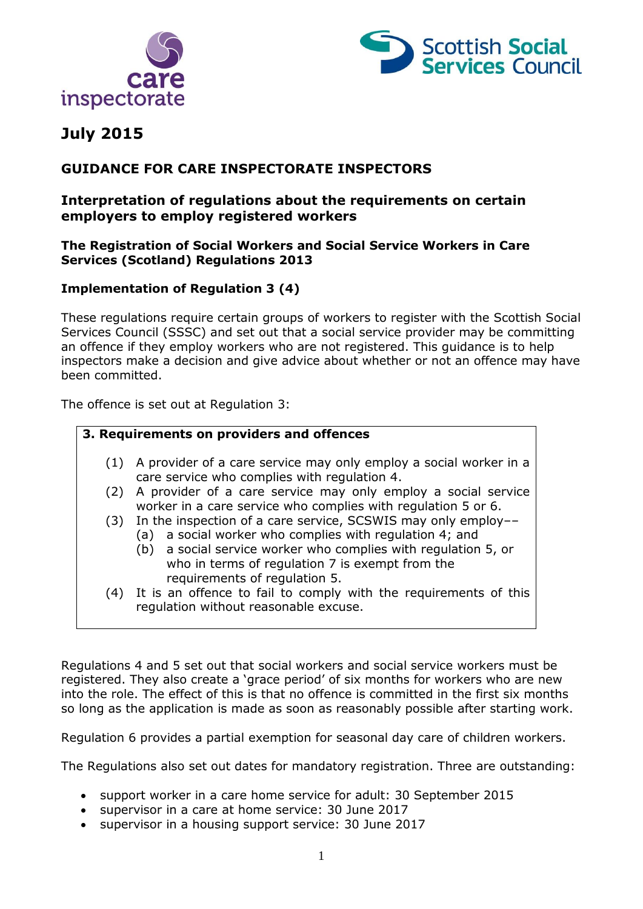**July 2015**

## GUIDANCE FOR CARE INSPECTORATE INSPECTORS

### Interpretation of regulations about the requirements on certain employers to employ registered workers

**The Registration of Social Workers and Social Service Workers in Care Services (Scotland) Regulations 2013**

**Implementation of Regulation 3 (4)**

These regulations require certain groups of workers to register with the Scottish Social Services Council (SSSC) and set out that a social service provider may be committing an offence if they employ workers who are not registered. This guidance is to help inspectors make a decision and give advice about whether or not an offence may have been committed.

The offence is set out at Regulation 3:

> **3. Requirements on providers and offences**
>
> (1) A provider of a care service may only employ a social worker in a care service who complies with regulation 4.
>
> (2) A provider of a care service may only employ a social service worker in a care service who complies with regulation 5 or 6.
>
> (3) In the inspection of a care service, SCSWIS may only employ––
>
> (a) a social worker who complies with regulation 4; and
>
> (b) a social service worker who complies with regulation 5, or who in terms of regulation 7 is exempt from the requirements of regulation 5.
>
> (4) It is an offence to fail to comply with the requirements of this regulation without reasonable excuse.

Regulations 4 and 5 set out that social workers and social service workers must be registered. They also create a 'grace period' of six months for workers who are new into the role. The effect of this is that no offence is committed in the first six months so long as the application is made as soon as reasonably possible after starting work.

Regulation 6 provides a partial exemption for seasonal day care of children workers.

The Regulations also set out dates for mandatory registration. Three are outstanding:

- support worker in a care home service for adult: 30 September 2015
- supervisor in a care at home service: 30 June 2017
- supervisor in a housing support service: 30 June 2017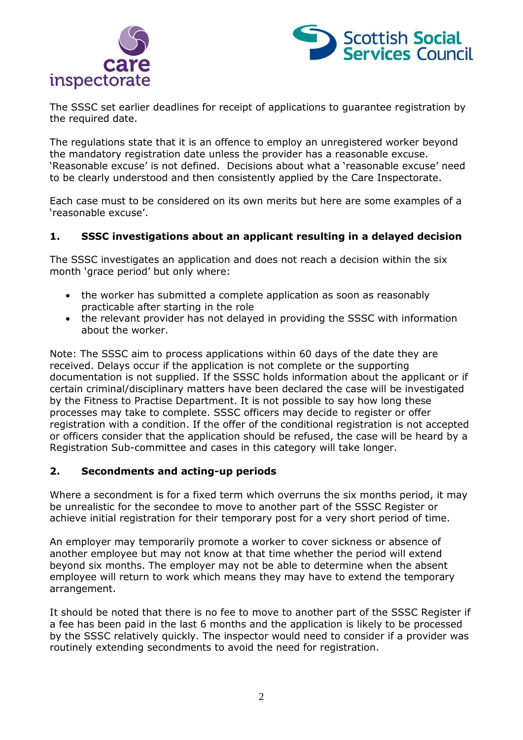The SSSC set earlier deadlines for receipt of applications to guarantee registration by the required date.

The regulations state that it is an offence to employ an unregistered worker beyond the mandatory registration date unless the provider has a reasonable excuse. 'Reasonable excuse' is not defined. Decisions about what a 'reasonable excuse' need to be clearly understood and then consistently applied by the Care Inspectorate.

Each case must to be considered on its own merits but here are some examples of a 'reasonable excuse'.

### 1. SSSC investigations about an applicant resulting in a delayed decision

The SSSC investigates an application and does not reach a decision within the six month 'grace period' but only where:

- the worker has submitted a complete application as soon as reasonably practicable after starting in the role
- the relevant provider has not delayed in providing the SSSC with information about the worker.

Note: The SSSC aim to process applications within 60 days of the date they are received. Delays occur if the application is not complete or the supporting documentation is not supplied. If the SSSC holds information about the applicant or if certain criminal/disciplinary matters have been declared the case will be investigated by the Fitness to Practise Department. It is not possible to say how long these processes may take to complete. SSSC officers may decide to register or offer registration with a condition. If the offer of the conditional registration is not accepted or officers consider that the application should be refused, the case will be heard by a Registration Sub-committee and cases in this category will take longer.

### 2. Secondments and acting-up periods

Where a secondment is for a fixed term which overruns the six months period, it may be unrealistic for the secondee to move to another part of the SSSC Register or achieve initial registration for their temporary post for a very short period of time.

An employer may temporarily promote a worker to cover sickness or absence of another employee but may not know at that time whether the period will extend beyond six months. The employer may not be able to determine when the absent employee will return to work which means they may have to extend the temporary arrangement.

It should be noted that there is no fee to move to another part of the SSSC Register if a fee has been paid in the last 6 months and the application is likely to be processed by the SSSC relatively quickly. The inspector would need to consider if a provider was routinely extending secondments to avoid the need for registration.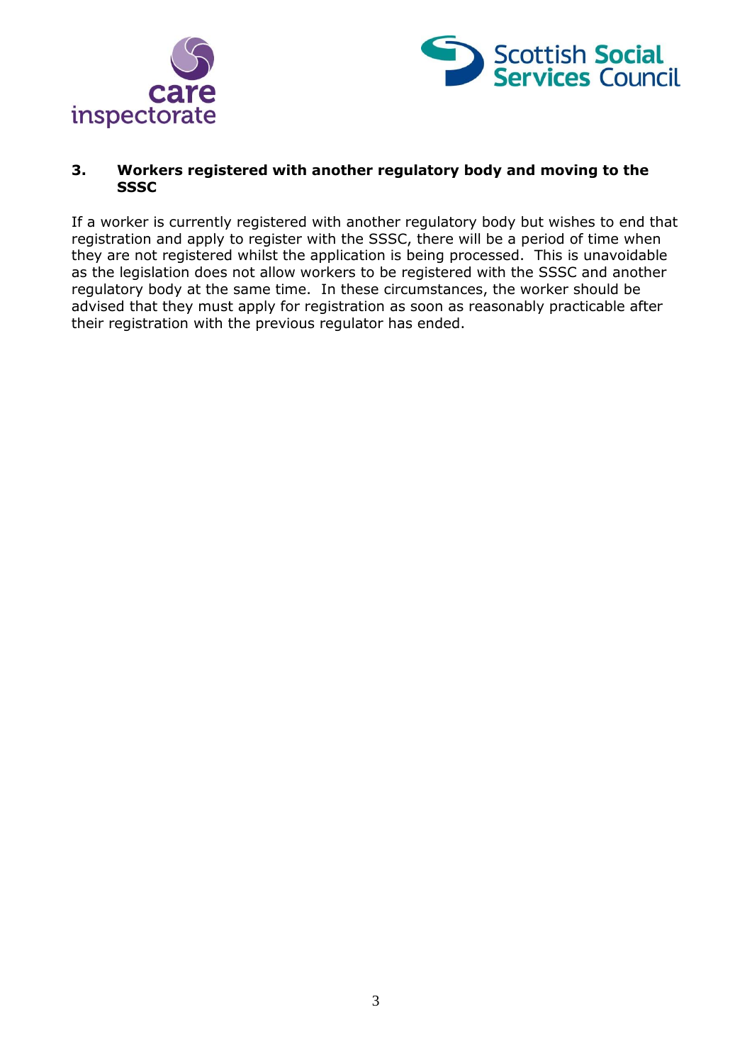## 3. Workers registered with another regulatory body and moving to the SSSC

If a worker is currently registered with another regulatory body but wishes to end that registration and apply to register with the SSSC, there will be a period of time when they are not registered whilst the application is being processed. This is unavoidable as the legislation does not allow workers to be registered with the SSSC and another regulatory body at the same time. In these circumstances, the worker should be advised that they must apply for registration as soon as reasonably practicable after their registration with the previous regulator has ended.